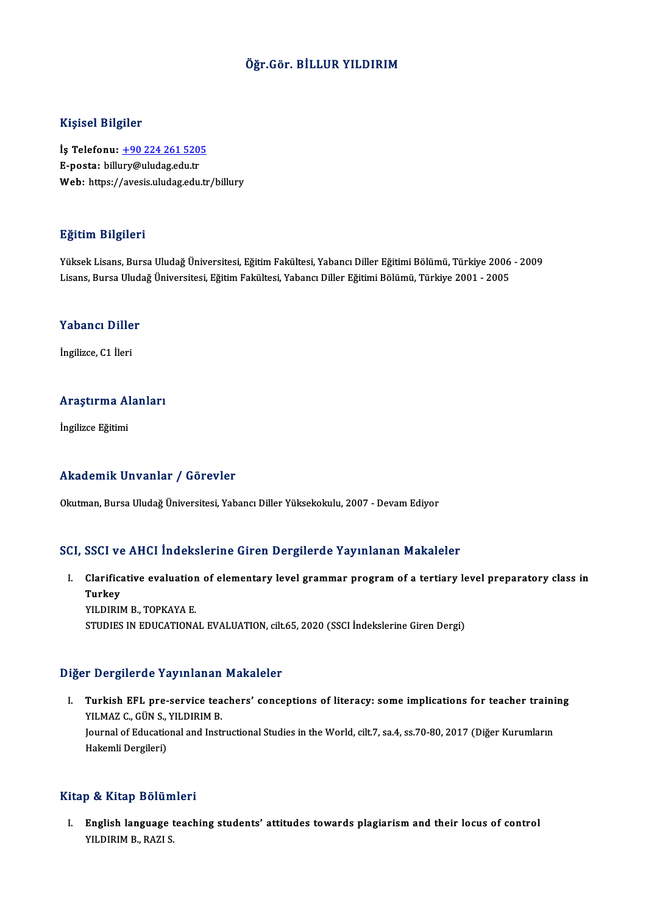# Öğr.Gör. BİLLUR YILDIRIM

## Kişisel Bilgiler

**İş Telefonu:** +90 224 261 5205
**E-posta:** billury@uludag.edu.tr
**Web:** https://avesis.uludag.edu.tr/billury

## Eğitim Bilgileri

Yüksek Lisans, Bursa Uludağ Üniversitesi, Eğitim Fakültesi, Yabancı Diller Eğitimi Bölümü, Türkiye 2006 - 2009
Lisans, Bursa Uludağ Üniversitesi, Eğitim Fakültesi, Yabancı Diller Eğitimi Bölümü, Türkiye 2001 - 2005

## Yabancı Diller

İngilizce, C1 İleri

## Araştırma Alanları

İngilizce Eğitimi

## Akademik Unvanlar / Görevler

Okutman, Bursa Uludağ Üniversitesi, Yabancı Diller Yüksekokulu, 2007 - Devam Ediyor

## SCI, SSCI ve AHCI İndekslerine Giren Dergilerde Yayınlanan Makaleler

I. **Clarificative evaluation of elementary level grammar program of a tertiary level preparatory class in Turkey**
YILDIRIM B., TOPKAYA E.
STUDIES IN EDUCATIONAL EVALUATION, cilt.65, 2020 (SSCI İndekslerine Giren Dergi)

## Diğer Dergilerde Yayınlanan Makaleler

I. **Turkish EFL pre-service teachers' conceptions of literacy: some implications for teacher training**
YILMAZ C., GÜN S., YILDIRIM B.
Journal of Educational and Instructional Studies in the World, cilt.7, sa.4, ss.70-80, 2017 (Diğer Kurumların Hakemli Dergileri)

## Kitap & Kitap Bölümleri

I. **English language teaching students' attitudes towards plagiarism and their locus of control**
YILDIRIM B., RAZI S.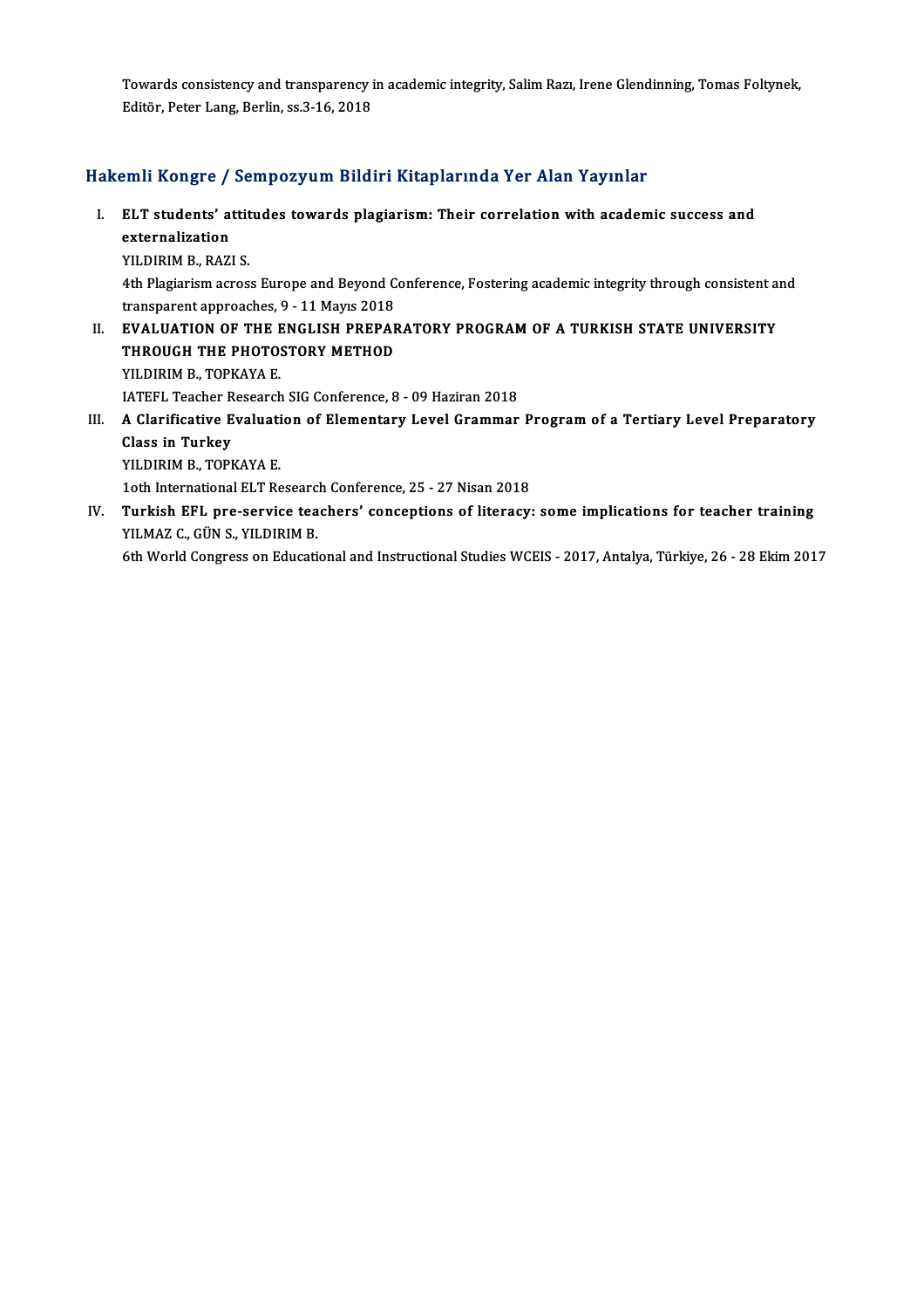Towards consistency and transparency in academic integrity, Salim Razı, Irene Glendinning, Tomas Foltynek, Editör, Peter Lang, Berlin, ss.3-16, 2018

## Hakemli Kongre / Sempozyum Bildiri Kitaplarında Yer Alan Yayınlar

I. **ELT students' attitudes towards plagiarism: Their correlation with academic success and externalization**
YILDIRIM B., RAZI S.
4th Plagiarism across Europe and Beyond Conference, Fostering academic integrity through consistent and transparent approaches, 9 - 11 Mayıs 2018

II. **EVALUATION OF THE ENGLISH PREPARATORY PROGRAM OF A TURKISH STATE UNIVERSITY THROUGH THE PHOTOSTORY METHOD**
YILDIRIM B., TOPKAYA E.
IATEFL Teacher Research SIG Conference, 8 - 09 Haziran 2018

III. **A Clarificative Evaluation of Elementary Level Grammar Program of a Tertiary Level Preparatory Class in Turkey**
YILDIRIM B., TOPKAYA E.
1oth International ELT Research Conference, 25 - 27 Nisan 2018

IV. **Turkish EFL pre-service teachers' conceptions of literacy: some implications for teacher training**
YILMAZ C., GÜN S., YILDIRIM B.
6th World Congress on Educational and Instructional Studies WCEIS - 2017, Antalya, Türkiye, 26 - 28 Ekim 2017